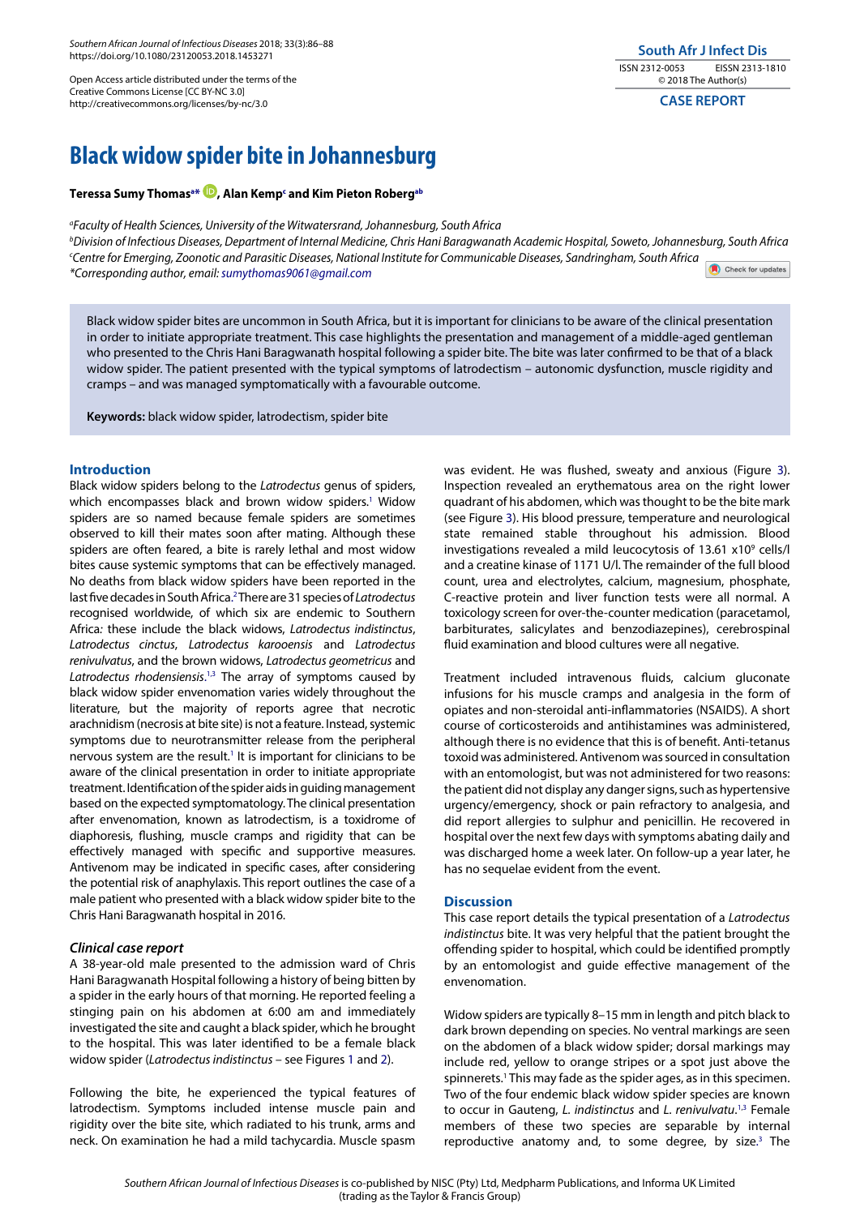Open Access article distributed under the terms of the Creative Commons License [CC BY-NC 3.0] http://creativecommons.org/licenses/by-nc/3.0

CASE REPORT

# Black widow spider bite in Johannesburg

**Teressa Sumy Thomas[a*], Alan Kemp[c] and Kim Pieton Roberg[ab]**

[a]*Faculty of Health Sciences, University of the Witwatersrand, Johannesburg, South Africa*
[b]*Division of Infectious Diseases, Department of Internal Medicine, Chris Hani Baragwanath Academic Hospital, Soweto, Johannesburg, South Africa*
[c]*Centre for Emerging, Zoonotic and Parasitic Diseases, National Institute for Communicable Diseases, Sandringham, South Africa*
*\*Corresponding author, email: sumythomas9061@gmail.com*

Black widow spider bites are uncommon in South Africa, but it is important for clinicians to be aware of the clinical presentation in order to initiate appropriate treatment. This case highlights the presentation and management of a middle-aged gentleman who presented to the Chris Hani Baragwanath hospital following a spider bite. The bite was later confirmed to be that of a black widow spider. The patient presented with the typical symptoms of latrodectism – autonomic dysfunction, muscle rigidity and cramps – and was managed symptomatically with a favourable outcome.

**Keywords:** black widow spider, latrodectism, spider bite

## Introduction

Black widow spiders belong to the *Latrodectus* genus of spiders, which encompasses black and brown widow spiders.[1] Widow spiders are so named because female spiders are sometimes observed to kill their mates soon after mating. Although these spiders are often feared, a bite is rarely lethal and most widow bites cause systemic symptoms that can be effectively managed. No deaths from black widow spiders have been reported in the last five decades in South Africa.[2] There are 31 species of *Latrodectus* recognised worldwide, of which six are endemic to Southern Africa: these include the black widows, *Latrodectus indistinctus*, *Latrodectus cinctus*, *Latrodectus karooensis* and *Latrodectus renivulvatus*, and the brown widows, *Latrodectus geometricus* and *Latrodectus rhodensiensis*.[1,3] The array of symptoms caused by black widow spider envenomation varies widely throughout the literature, but the majority of reports agree that necrotic arachnidism (necrosis at bite site) is not a feature. Instead, systemic symptoms due to neurotransmitter release from the peripheral nervous system are the result.[1] It is important for clinicians to be aware of the clinical presentation in order to initiate appropriate treatment. Identification of the spider aids in guiding management based on the expected symptomatology. The clinical presentation after envenomation, known as latrodectism, is a toxidrome of diaphoresis, flushing, muscle cramps and rigidity that can be effectively managed with specific and supportive measures. Antivenom may be indicated in specific cases, after considering the potential risk of anaphylaxis. This report outlines the case of a male patient who presented with a black widow spider bite to the Chris Hani Baragwanath hospital in 2016.

### *Clinical case report*

A 38-year-old male presented to the admission ward of Chris Hani Baragwanath Hospital following a history of being bitten by a spider in the early hours of that morning. He reported feeling a stinging pain on his abdomen at 6:00 am and immediately investigated the site and caught a black spider, which he brought to the hospital. This was later identified to be a female black widow spider (*Latrodectus indistinctus* – see Figures 1 and 2).

Following the bite, he experienced the typical features of latrodectism. Symptoms included intense muscle pain and rigidity over the bite site, which radiated to his trunk, arms and neck. On examination he had a mild tachycardia. Muscle spasm was evident. He was flushed, sweaty and anxious (Figure 3). Inspection revealed an erythematous area on the right lower quadrant of his abdomen, which was thought to be the bite mark (see Figure 3). His blood pressure, temperature and neurological state remained stable throughout his admission. Blood investigations revealed a mild leucocytosis of 13.61 x$10^9$ cells/l and a creatine kinase of 1171 U/l. The remainder of the full blood count, urea and electrolytes, calcium, magnesium, phosphate, C-reactive protein and liver function tests were all normal. A toxicology screen for over-the-counter medication (paracetamol, barbiturates, salicylates and benzodiazepines), cerebrospinal fluid examination and blood cultures were all negative.

Treatment included intravenous fluids, calcium gluconate infusions for his muscle cramps and analgesia in the form of opiates and non-steroidal anti-inflammatories (NSAIDS). A short course of corticosteroids and antihistamines was administered, although there is no evidence that this is of benefit. Anti-tetanus toxoid was administered. Antivenom was sourced in consultation with an entomologist, but was not administered for two reasons: the patient did not display any danger signs, such as hypertensive urgency/emergency, shock or pain refractory to analgesia, and did report allergies to sulphur and penicillin. He recovered in hospital over the next few days with symptoms abating daily and was discharged home a week later. On follow-up a year later, he has no sequelae evident from the event.

## Discussion

This case report details the typical presentation of a *Latrodectus indistinctus* bite. It was very helpful that the patient brought the offending spider to hospital, which could be identified promptly by an entomologist and guide effective management of the envenomation.

Widow spiders are typically 8–15 mm in length and pitch black to dark brown depending on species. No ventral markings are seen on the abdomen of a black widow spider; dorsal markings may include red, yellow to orange stripes or a spot just above the spinnerets.[1] This may fade as the spider ages, as in this specimen. Two of the four endemic black widow spider species are known to occur in Gauteng, *L. indistinctus* and *L. renivulvatu*.[1,3] Female members of these two species are separable by internal reproductive anatomy and, to some degree, by size.[3] The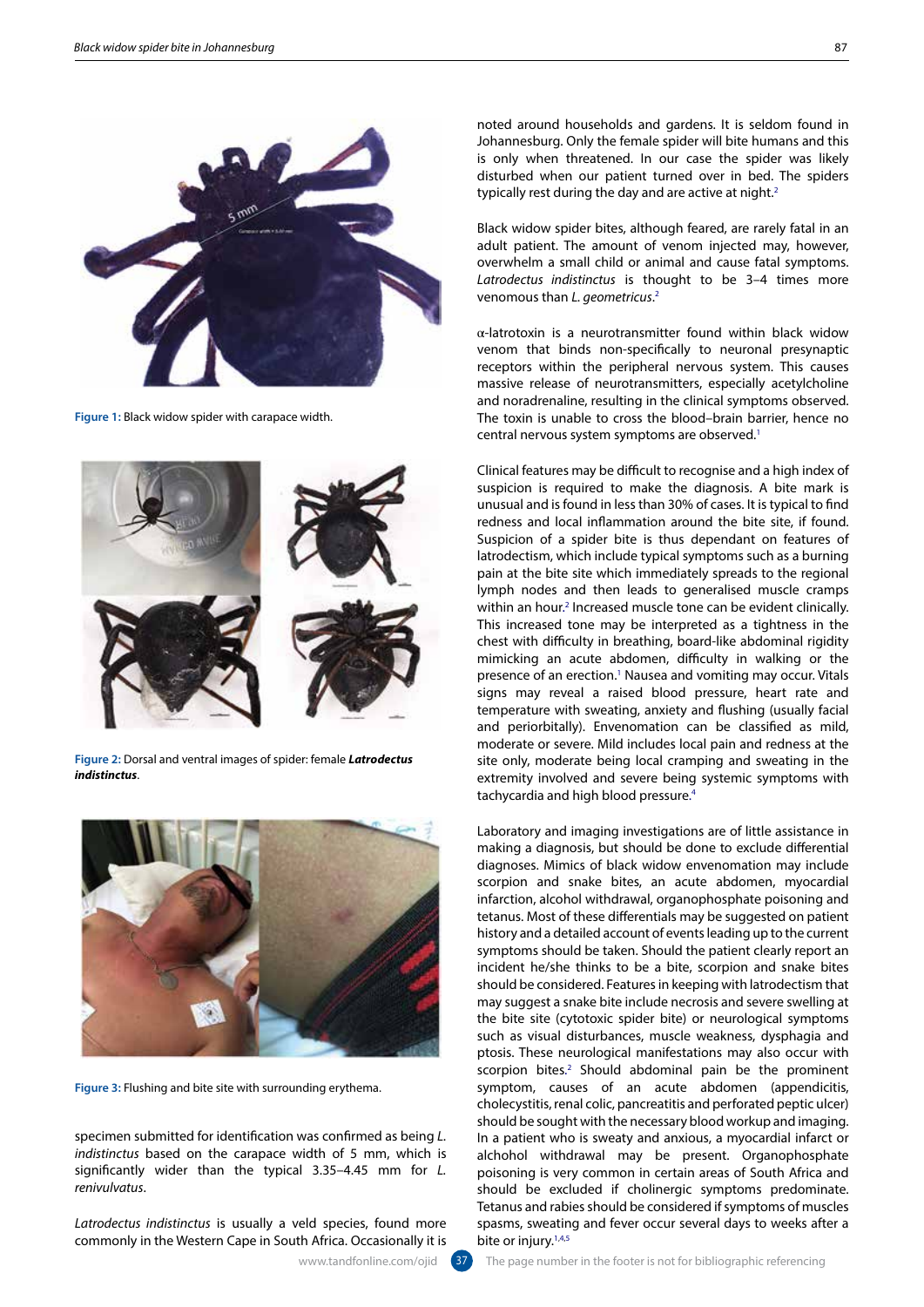Figure 1: Black widow spider with carapace width.

Figure 2: Dorsal and ventral images of spider: female ***Latrodectus indistinctus***.

Figure 3: Flushing and bite site with surrounding erythema.

specimen submitted for identification was confirmed as being *L. indistinctus* based on the carapace width of 5 mm, which is significantly wider than the typical 3.35–4.45 mm for *L. renivulvatus*.

*Latrodectus indistinctus* is usually a veld species, found more commonly in the Western Cape in South Africa. Occasionally it is noted around households and gardens. It is seldom found in Johannesburg. Only the female spider will bite humans and this is only when threatened. In our case the spider was likely disturbed when our patient turned over in bed. The spiders typically rest during the day and are active at night.[2]

Black widow spider bites, although feared, are rarely fatal in an adult patient. The amount of venom injected may, however, overwhelm a small child or animal and cause fatal symptoms. *Latrodectus indistinctus* is thought to be 3–4 times more venomous than *L. geometricus*.[2]

α-latrotoxin is a neurotransmitter found within black widow venom that binds non-specifically to neuronal presynaptic receptors within the peripheral nervous system. This causes massive release of neurotransmitters, especially acetylcholine and noradrenaline, resulting in the clinical symptoms observed. The toxin is unable to cross the blood–brain barrier, hence no central nervous system symptoms are observed.[1]

Clinical features may be difficult to recognise and a high index of suspicion is required to make the diagnosis. A bite mark is unusual and is found in less than 30% of cases. It is typical to find redness and local inflammation around the bite site, if found. Suspicion of a spider bite is thus dependant on features of latrodectism, which include typical symptoms such as a burning pain at the bite site which immediately spreads to the regional lymph nodes and then leads to generalised muscle cramps within an hour.[2] Increased muscle tone can be evident clinically. This increased tone may be interpreted as a tightness in the chest with difficulty in breathing, board-like abdominal rigidity mimicking an acute abdomen, difficulty in walking or the presence of an erection.[1] Nausea and vomiting may occur. Vitals signs may reveal a raised blood pressure, heart rate and temperature with sweating, anxiety and flushing (usually facial and periorbitally). Envenomation can be classified as mild, moderate or severe. Mild includes local pain and redness at the site only, moderate being local cramping and sweating in the extremity involved and severe being systemic symptoms with tachycardia and high blood pressure.[4]

Laboratory and imaging investigations are of little assistance in making a diagnosis, but should be done to exclude differential diagnoses. Mimics of black widow envenomation may include scorpion and snake bites, an acute abdomen, myocardial infarction, alcohol withdrawal, organophosphate poisoning and tetanus. Most of these differentials may be suggested on patient history and a detailed account of events leading up to the current symptoms should be taken. Should the patient clearly report an incident he/she thinks to be a bite, scorpion and snake bites should be considered. Features in keeping with latrodectism that may suggest a snake bite include necrosis and severe swelling at the bite site (cytotoxic spider bite) or neurological symptoms such as visual disturbances, muscle weakness, dysphagia and ptosis. These neurological manifestations may also occur with scorpion bites.[2] Should abdominal pain be the prominent symptom, causes of an acute abdomen (appendicitis, cholecystitis, renal colic, pancreatitis and perforated peptic ulcer) should be sought with the necessary blood workup and imaging. In a patient who is sweaty and anxious, a myocardial infarct or alchohol withdrawal may be present. Organophosphate poisoning is very common in certain areas of South Africa and should be excluded if cholinergic symptoms predominate. Tetanus and rabies should be considered if symptoms of muscles spasms, sweating and fever occur several days to weeks after a bite or injury.[1,4,5]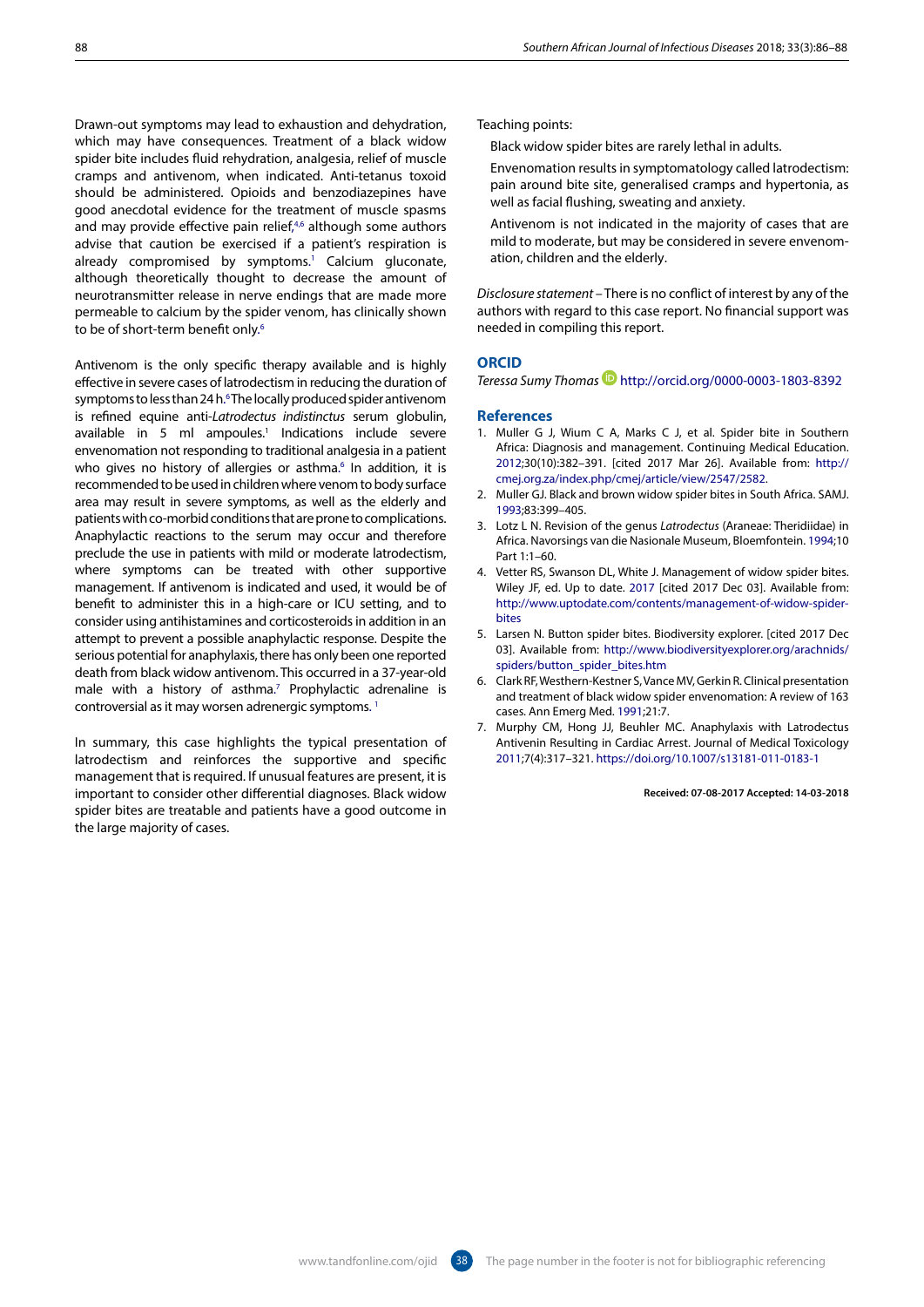Drawn-out symptoms may lead to exhaustion and dehydration, which may have consequences. Treatment of a black widow spider bite includes fluid rehydration, analgesia, relief of muscle cramps and antivenom, when indicated. Anti-tetanus toxoid should be administered. Opioids and benzodiazepines have good anecdotal evidence for the treatment of muscle spasms and may provide effective pain relief,[4,6] although some authors advise that caution be exercised if a patient's respiration is already compromised by symptoms.[1] Calcium gluconate, although theoretically thought to decrease the amount of neurotransmitter release in nerve endings that are made more permeable to calcium by the spider venom, has clinically shown to be of short-term benefit only.[6]

Antivenom is the only specific therapy available and is highly effective in severe cases of latrodectism in reducing the duration of symptoms to less than 24 h.[6] The locally produced spider antivenom is refined equine anti-*Latrodectus indistinctus* serum globulin, available in 5 ml ampoules.[1] Indications include severe envenomation not responding to traditional analgesia in a patient who gives no history of allergies or asthma.[6] In addition, it is recommended to be used in children where venom to body surface area may result in severe symptoms, as well as the elderly and patients with co-morbid conditions that are prone to complications. Anaphylactic reactions to the serum may occur and therefore preclude the use in patients with mild or moderate latrodectism, where symptoms can be treated with other supportive management. If antivenom is indicated and used, it would be of benefit to administer this in a high-care or ICU setting, and to consider using antihistamines and corticosteroids in addition in an attempt to prevent a possible anaphylactic response. Despite the serious potential for anaphylaxis, there has only been one reported death from black widow antivenom. This occurred in a 37-year-old male with a history of asthma.[7] Prophylactic adrenaline is controversial as it may worsen adrenergic symptoms.[1]

In summary, this case highlights the typical presentation of latrodectism and reinforces the supportive and specific management that is required. If unusual features are present, it is important to consider other differential diagnoses. Black widow spider bites are treatable and patients have a good outcome in the large majority of cases.

Teaching points:

Black widow spider bites are rarely lethal in adults.

Envenomation results in symptomatology called latrodectism: pain around bite site, generalised cramps and hypertonia, as well as facial flushing, sweating and anxiety.

Antivenom is not indicated in the majority of cases that are mild to moderate, but may be considered in severe envenomation, children and the elderly.

*Disclosure statement* – There is no conflict of interest by any of the authors with regard to this case report. No financial support was needed in compiling this report.

## ORCID

*Teressa Sumy Thomas* http://orcid.org/0000-0003-1803-8392

## References

1. Muller G J, Wium C A, Marks C J, et al. Spider bite in Southern Africa: Diagnosis and management. Continuing Medical Education. 2012;30(10):382–391. [cited 2017 Mar 26]. Available from: http://cmej.org.za/index.php/cmej/article/view/2547/2582.
2. Muller GJ. Black and brown widow spider bites in South Africa. SAMJ. 1993;83:399–405.
3. Lotz L N. Revision of the genus *Latrodectus* (Araneae: Theridiidae) in Africa. Navorsings van die Nasionale Museum, Bloemfontein. 1994;10 Part 1:1–60.
4. Vetter RS, Swanson DL, White J. Management of widow spider bites. Wiley JF, ed. Up to date. 2017 [cited 2017 Dec 03]. Available from: http://www.uptodate.com/contents/management-of-widow-spider-bites
5. Larsen N. Button spider bites. Biodiversity explorer. [cited 2017 Dec 03]. Available from: http://www.biodiversityexplorer.org/arachnids/spiders/button_spider_bites.htm
6. Clark RF, Westhern-Kestner S, Vance MV, Gerkin R. Clinical presentation and treatment of black widow spider envenomation: A review of 163 cases. Ann Emerg Med. 1991;21:7.
7. Murphy CM, Hong JJ, Beuhler MC. Anaphylaxis with Latrodectus Antivenin Resulting in Cardiac Arrest. Journal of Medical Toxicology 2011;7(4):317–321. https://doi.org/10.1007/s13181-011-0183-1

**Received: 07-08-2017 Accepted: 14-03-2018**